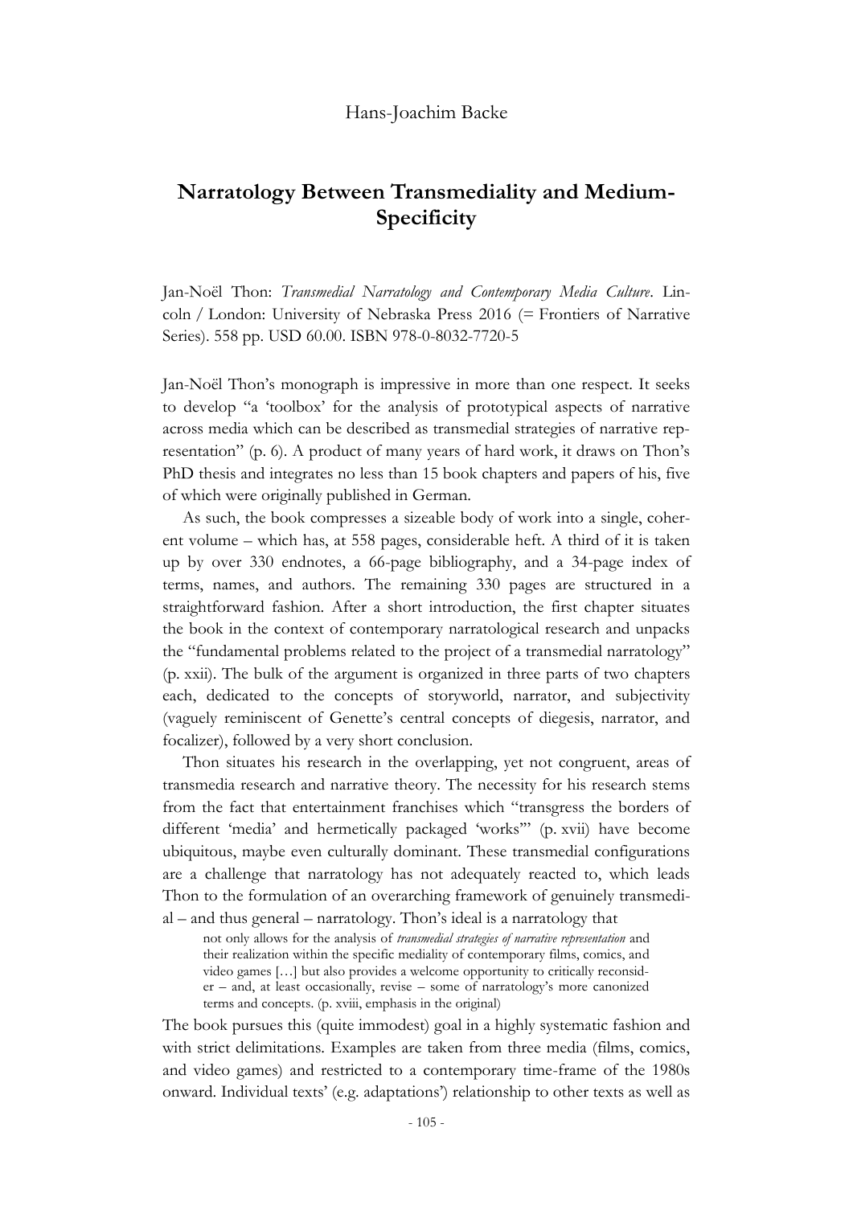Hans-Joachim Backe

# Narratology Between Transmediality and Medium-Specificity

Jan-Noël Thon: *Transmedial Narratology and Contemporary Media Culture*. Lincoln / London: University of Nebraska Press 2016 (= Frontiers of Narrative Series). 558 pp. USD 60.00. ISBN 978-0-8032-7720-5

Jan-Noël Thon's monograph is impressive in more than one respect. It seeks to develop "a 'toolbox' for the analysis of prototypical aspects of narrative across media which can be described as transmedial strategies of narrative representation" (p. 6). A product of many years of hard work, it draws on Thon's PhD thesis and integrates no less than 15 book chapters and papers of his, five of which were originally published in German.

As such, the book compresses a sizeable body of work into a single, coherent volume – which has, at 558 pages, considerable heft. A third of it is taken up by over 330 endnotes, a 66-page bibliography, and a 34-page index of terms, names, and authors. The remaining 330 pages are structured in a straightforward fashion. After a short introduction, the first chapter situates the book in the context of contemporary narratological research and unpacks the "fundamental problems related to the project of a transmedial narratology" (p. xxii). The bulk of the argument is organized in three parts of two chapters each, dedicated to the concepts of storyworld, narrator, and subjectivity (vaguely reminiscent of Genette's central concepts of diegesis, narrator, and focalizer), followed by a very short conclusion.

Thon situates his research in the overlapping, yet not congruent, areas of transmedia research and narrative theory. The necessity for his research stems from the fact that entertainment franchises which "transgress the borders of different 'media' and hermetically packaged 'works'" (p. xvii) have become ubiquitous, maybe even culturally dominant. These transmedial configurations are a challenge that narratology has not adequately reacted to, which leads Thon to the formulation of an overarching framework of genuinely transmedial – and thus general – narratology. Thon's ideal is a narratology that

> not only allows for the analysis of *transmedial strategies of narrative representation* and their realization within the specific mediality of contemporary films, comics, and video games […] but also provides a welcome opportunity to critically reconsider – and, at least occasionally, revise – some of narratology's more canonized terms and concepts. (p. xviii, emphasis in the original)

The book pursues this (quite immodest) goal in a highly systematic fashion and with strict delimitations. Examples are taken from three media (films, comics, and video games) and restricted to a contemporary time-frame of the 1980s onward. Individual texts' (e.g. adaptations') relationship to other texts as well as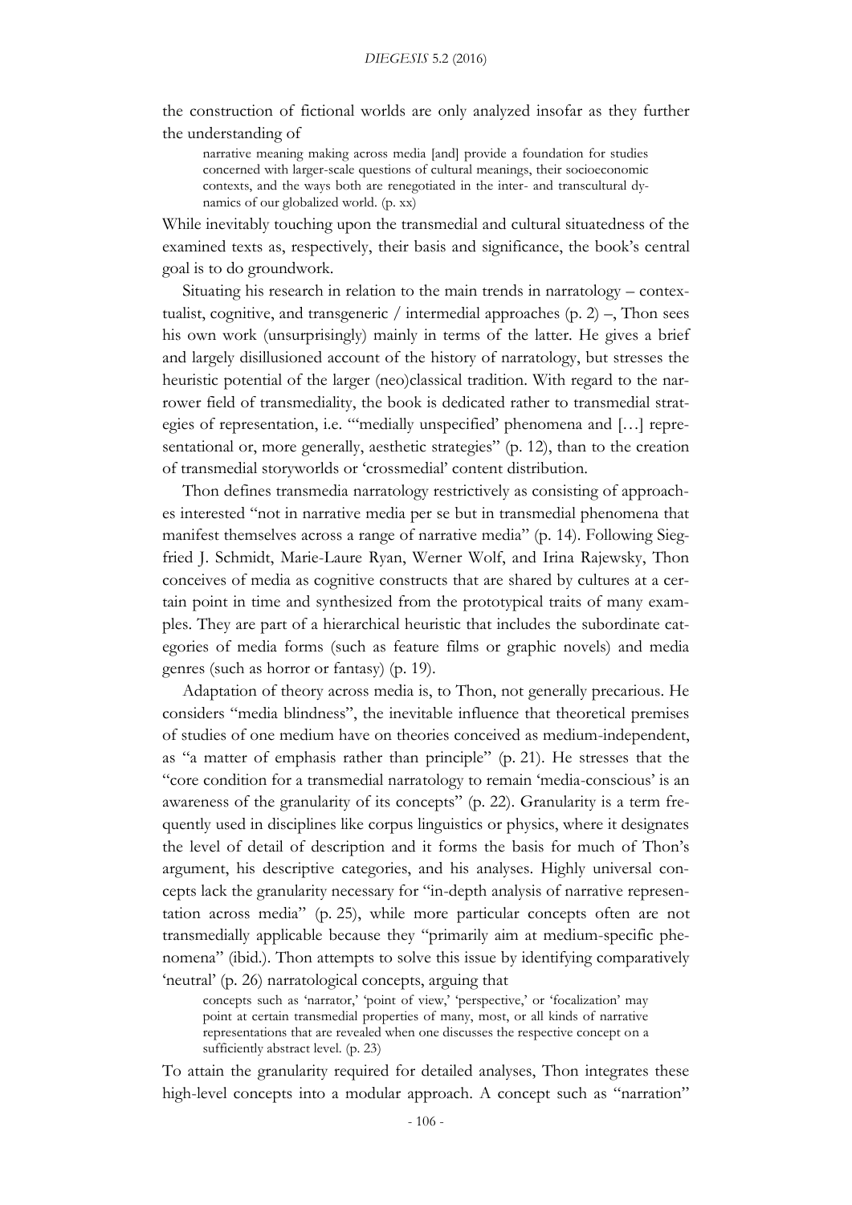the construction of fictional worlds are only analyzed insofar as they further the understanding of

> narrative meaning making across media [and] provide a foundation for studies concerned with larger-scale questions of cultural meanings, their socioeconomic contexts, and the ways both are renegotiated in the inter- and transcultural dynamics of our globalized world. (p. xx)

While inevitably touching upon the transmedial and cultural situatedness of the examined texts as, respectively, their basis and significance, the book's central goal is to do groundwork.

Situating his research in relation to the main trends in narratology – contextualist, cognitive, and transgeneric / intermedial approaches (p. 2) –, Thon sees his own work (unsurprisingly) mainly in terms of the latter. He gives a brief and largely disillusioned account of the history of narratology, but stresses the heuristic potential of the larger (neo)classical tradition. With regard to the narrower field of transmediality, the book is dedicated rather to transmedial strategies of representation, i.e. "'medially unspecified' phenomena and […] representational or, more generally, aesthetic strategies" (p. 12), than to the creation of transmedial storyworlds or 'crossmedial' content distribution.

Thon defines transmedia narratology restrictively as consisting of approaches interested "not in narrative media per se but in transmedial phenomena that manifest themselves across a range of narrative media" (p. 14). Following Siegfried J. Schmidt, Marie-Laure Ryan, Werner Wolf, and Irina Rajewsky, Thon conceives of media as cognitive constructs that are shared by cultures at a certain point in time and synthesized from the prototypical traits of many examples. They are part of a hierarchical heuristic that includes the subordinate categories of media forms (such as feature films or graphic novels) and media genres (such as horror or fantasy) (p. 19).

Adaptation of theory across media is, to Thon, not generally precarious. He considers "media blindness", the inevitable influence that theoretical premises of studies of one medium have on theories conceived as medium-independent, as "a matter of emphasis rather than principle" (p. 21). He stresses that the "core condition for a transmedial narratology to remain 'media-conscious' is an awareness of the granularity of its concepts" (p. 22). Granularity is a term frequently used in disciplines like corpus linguistics or physics, where it designates the level of detail of description and it forms the basis for much of Thon's argument, his descriptive categories, and his analyses. Highly universal concepts lack the granularity necessary for "in-depth analysis of narrative representation across media" (p. 25), while more particular concepts often are not transmedially applicable because they "primarily aim at medium-specific phenomena" (ibid.). Thon attempts to solve this issue by identifying comparatively 'neutral' (p. 26) narratological concepts, arguing that

> concepts such as 'narrator,' 'point of view,' 'perspective,' or 'focalization' may point at certain transmedial properties of many, most, or all kinds of narrative representations that are revealed when one discusses the respective concept on a sufficiently abstract level. (p. 23)

To attain the granularity required for detailed analyses, Thon integrates these high-level concepts into a modular approach. A concept such as "narration"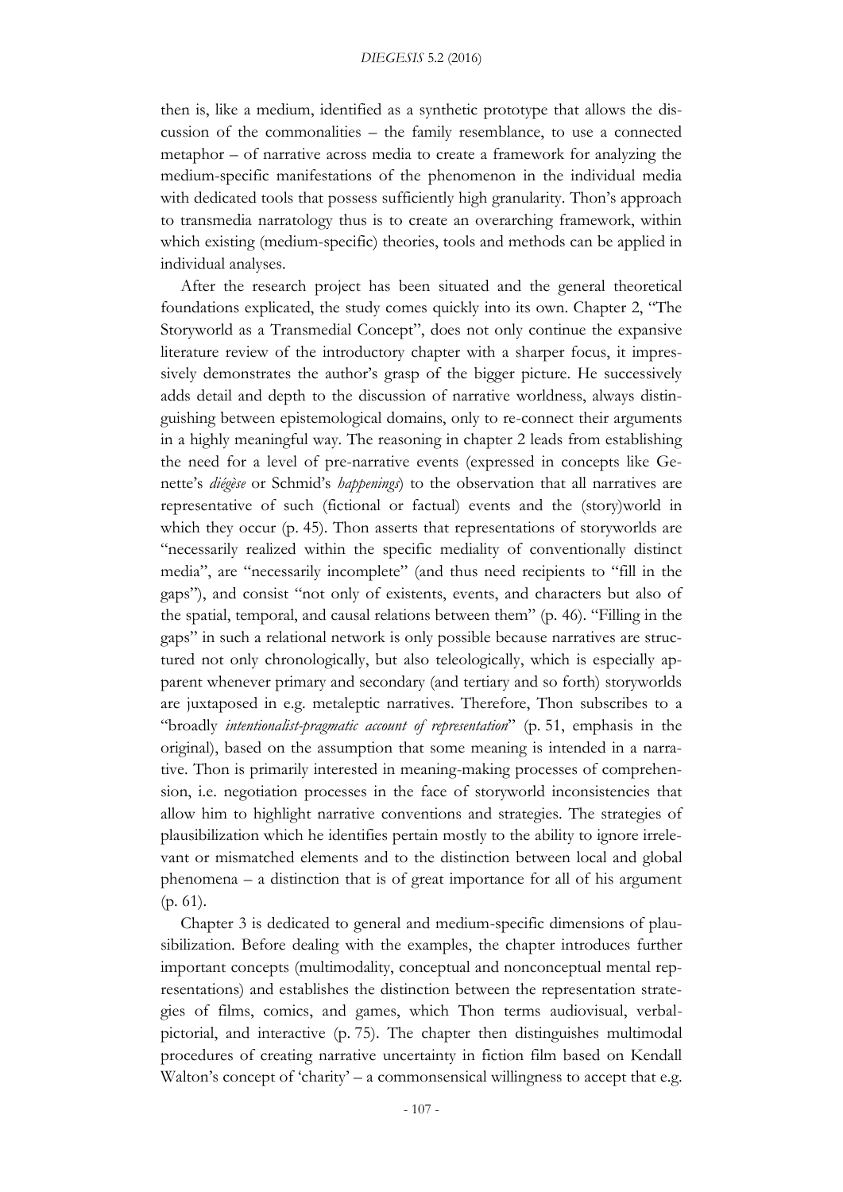then is, like a medium, identified as a synthetic prototype that allows the discussion of the commonalities – the family resemblance, to use a connected metaphor – of narrative across media to create a framework for analyzing the medium-specific manifestations of the phenomenon in the individual media with dedicated tools that possess sufficiently high granularity. Thon's approach to transmedia narratology thus is to create an overarching framework, within which existing (medium-specific) theories, tools and methods can be applied in individual analyses.

After the research project has been situated and the general theoretical foundations explicated, the study comes quickly into its own. Chapter 2, "The Storyworld as a Transmedial Concept", does not only continue the expansive literature review of the introductory chapter with a sharper focus, it impressively demonstrates the author's grasp of the bigger picture. He successively adds detail and depth to the discussion of narrative worldness, always distinguishing between epistemological domains, only to re-connect their arguments in a highly meaningful way. The reasoning in chapter 2 leads from establishing the need for a level of pre-narrative events (expressed in concepts like Genette's *diégèse* or Schmid's *happenings*) to the observation that all narratives are representative of such (fictional or factual) events and the (story)world in which they occur (p. 45). Thon asserts that representations of storyworlds are "necessarily realized within the specific mediality of conventionally distinct media", are "necessarily incomplete" (and thus need recipients to "fill in the gaps"), and consist "not only of existents, events, and characters but also of the spatial, temporal, and causal relations between them" (p. 46). "Filling in the gaps" in such a relational network is only possible because narratives are structured not only chronologically, but also teleologically, which is especially apparent whenever primary and secondary (and tertiary and so forth) storyworlds are juxtaposed in e.g. metaleptic narratives. Therefore, Thon subscribes to a "broadly *intentionalist-pragmatic account of representation*" (p. 51, emphasis in the original), based on the assumption that some meaning is intended in a narrative. Thon is primarily interested in meaning-making processes of comprehension, i.e. negotiation processes in the face of storyworld inconsistencies that allow him to highlight narrative conventions and strategies. The strategies of plausibilization which he identifies pertain mostly to the ability to ignore irrelevant or mismatched elements and to the distinction between local and global phenomena – a distinction that is of great importance for all of his argument (p. 61).

Chapter 3 is dedicated to general and medium-specific dimensions of plausibilization. Before dealing with the examples, the chapter introduces further important concepts (multimodality, conceptual and nonconceptual mental representations) and establishes the distinction between the representation strategies of films, comics, and games, which Thon terms audiovisual, verbal-pictorial, and interactive (p. 75). The chapter then distinguishes multimodal procedures of creating narrative uncertainty in fiction film based on Kendall Walton's concept of 'charity' – a commonsensical willingness to accept that e.g.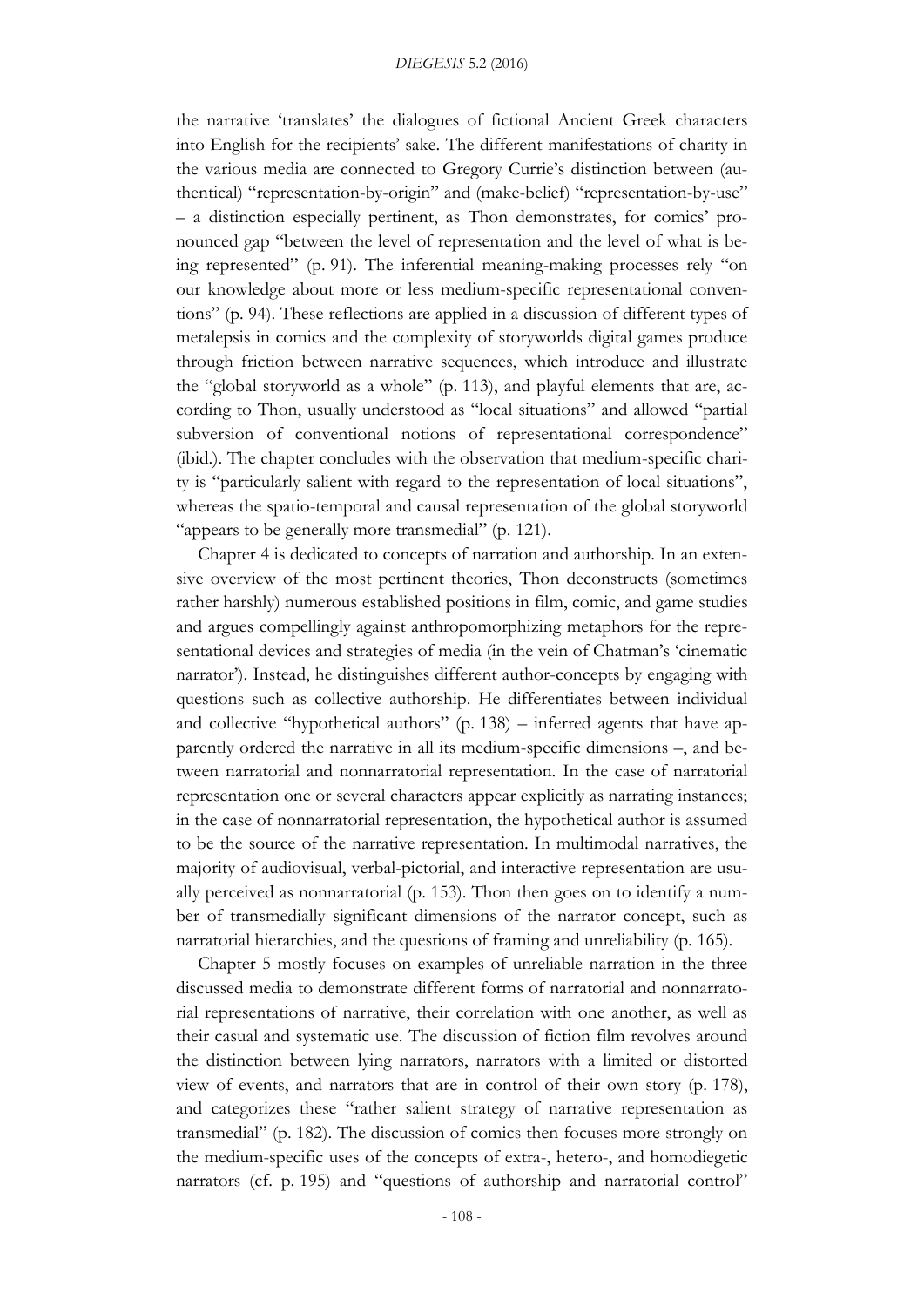the narrative 'translates' the dialogues of fictional Ancient Greek characters into English for the recipients' sake. The different manifestations of charity in the various media are connected to Gregory Currie's distinction between (authentical) "representation-by-origin" and (make-belief) "representation-by-use" – a distinction especially pertinent, as Thon demonstrates, for comics' pronounced gap "between the level of representation and the level of what is being represented" (p. 91). The inferential meaning-making processes rely "on our knowledge about more or less medium-specific representational conventions" (p. 94). These reflections are applied in a discussion of different types of metalepsis in comics and the complexity of storyworlds digital games produce through friction between narrative sequences, which introduce and illustrate the "global storyworld as a whole" (p. 113), and playful elements that are, according to Thon, usually understood as "local situations" and allowed "partial subversion of conventional notions of representational correspondence" (ibid.). The chapter concludes with the observation that medium-specific charity is "particularly salient with regard to the representation of local situations", whereas the spatio-temporal and causal representation of the global storyworld "appears to be generally more transmedial" (p. 121).

Chapter 4 is dedicated to concepts of narration and authorship. In an extensive overview of the most pertinent theories, Thon deconstructs (sometimes rather harshly) numerous established positions in film, comic, and game studies and argues compellingly against anthropomorphizing metaphors for the representational devices and strategies of media (in the vein of Chatman's 'cinematic narrator'). Instead, he distinguishes different author-concepts by engaging with questions such as collective authorship. He differentiates between individual and collective "hypothetical authors" (p. 138) – inferred agents that have apparently ordered the narrative in all its medium-specific dimensions –, and between narratorial and nonnarratorial representation. In the case of narratorial representation one or several characters appear explicitly as narrating instances; in the case of nonnarratorial representation, the hypothetical author is assumed to be the source of the narrative representation. In multimodal narratives, the majority of audiovisual, verbal-pictorial, and interactive representation are usually perceived as nonnarratorial (p. 153). Thon then goes on to identify a number of transmedially significant dimensions of the narrator concept, such as narratorial hierarchies, and the questions of framing and unreliability (p. 165).

Chapter 5 mostly focuses on examples of unreliable narration in the three discussed media to demonstrate different forms of narratorial and nonnarratorial representations of narrative, their correlation with one another, as well as their casual and systematic use. The discussion of fiction film revolves around the distinction between lying narrators, narrators with a limited or distorted view of events, and narrators that are in control of their own story (p. 178), and categorizes these "rather salient strategy of narrative representation as transmedial" (p. 182). The discussion of comics then focuses more strongly on the medium-specific uses of the concepts of extra-, hetero-, and homodiegetic narrators (cf. p. 195) and "questions of authorship and narratorial control"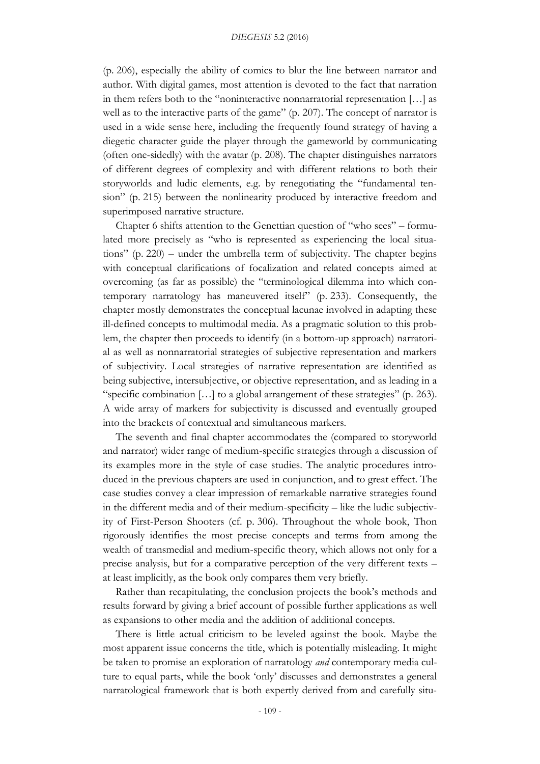(p. 206), especially the ability of comics to blur the line between narrator and author. With digital games, most attention is devoted to the fact that narration in them refers both to the "noninteractive nonnarratorial representation […] as well as to the interactive parts of the game" (p. 207). The concept of narrator is used in a wide sense here, including the frequently found strategy of having a diegetic character guide the player through the gameworld by communicating (often one-sidedly) with the avatar (p. 208). The chapter distinguishes narrators of different degrees of complexity and with different relations to both their storyworlds and ludic elements, e.g. by renegotiating the "fundamental tension" (p. 215) between the nonlinearity produced by interactive freedom and superimposed narrative structure.

Chapter 6 shifts attention to the Genettian question of "who sees" – formulated more precisely as "who is represented as experiencing the local situations" (p. 220) – under the umbrella term of subjectivity. The chapter begins with conceptual clarifications of focalization and related concepts aimed at overcoming (as far as possible) the "terminological dilemma into which contemporary narratology has maneuvered itself" (p. 233). Consequently, the chapter mostly demonstrates the conceptual lacunae involved in adapting these ill-defined concepts to multimodal media. As a pragmatic solution to this problem, the chapter then proceeds to identify (in a bottom-up approach) narratorial as well as nonnarratorial strategies of subjective representation and markers of subjectivity. Local strategies of narrative representation are identified as being subjective, intersubjective, or objective representation, and as leading in a "specific combination […] to a global arrangement of these strategies" (p. 263). A wide array of markers for subjectivity is discussed and eventually grouped into the brackets of contextual and simultaneous markers.

The seventh and final chapter accommodates the (compared to storyworld and narrator) wider range of medium-specific strategies through a discussion of its examples more in the style of case studies. The analytic procedures introduced in the previous chapters are used in conjunction, and to great effect. The case studies convey a clear impression of remarkable narrative strategies found in the different media and of their medium-specificity – like the ludic subjectivity of First-Person Shooters (cf. p. 306). Throughout the whole book, Thon rigorously identifies the most precise concepts and terms from among the wealth of transmedial and medium-specific theory, which allows not only for a precise analysis, but for a comparative perception of the very different texts – at least implicitly, as the book only compares them very briefly.

Rather than recapitulating, the conclusion projects the book's methods and results forward by giving a brief account of possible further applications as well as expansions to other media and the addition of additional concepts.

There is little actual criticism to be leveled against the book. Maybe the most apparent issue concerns the title, which is potentially misleading. It might be taken to promise an exploration of narratology *and* contemporary media culture to equal parts, while the book 'only' discusses and demonstrates a general narratological framework that is both expertly derived from and carefully situ-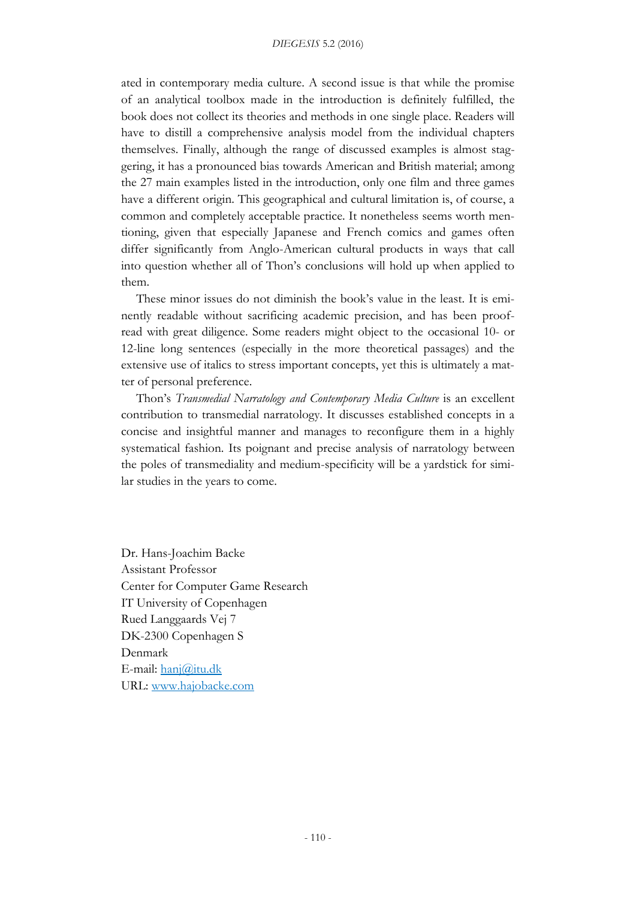ated in contemporary media culture. A second issue is that while the promise of an analytical toolbox made in the introduction is definitely fulfilled, the book does not collect its theories and methods in one single place. Readers will have to distill a comprehensive analysis model from the individual chapters themselves. Finally, although the range of discussed examples is almost staggering, it has a pronounced bias towards American and British material; among the 27 main examples listed in the introduction, only one film and three games have a different origin. This geographical and cultural limitation is, of course, a common and completely acceptable practice. It nonetheless seems worth mentioning, given that especially Japanese and French comics and games often differ significantly from Anglo-American cultural products in ways that call into question whether all of Thon's conclusions will hold up when applied to them.

These minor issues do not diminish the book's value in the least. It is eminently readable without sacrificing academic precision, and has been proofread with great diligence. Some readers might object to the occasional 10- or 12-line long sentences (especially in the more theoretical passages) and the extensive use of italics to stress important concepts, yet this is ultimately a matter of personal preference.

Thon's *Transmedial Narratology and Contemporary Media Culture* is an excellent contribution to transmedial narratology. It discusses established concepts in a concise and insightful manner and manages to reconfigure them in a highly systematical fashion. Its poignant and precise analysis of narratology between the poles of transmediality and medium-specificity will be a yardstick for similar studies in the years to come.

Dr. Hans-Joachim Backe
Assistant Professor
Center for Computer Game Research
IT University of Copenhagen
Rued Langgaards Vej 7
DK-2300 Copenhagen S
Denmark
E-mail: [hanj@itu.dk](mailto:hanj@itu.dk)
URL: [www.hajobacke.com](http://www.hajobacke.com)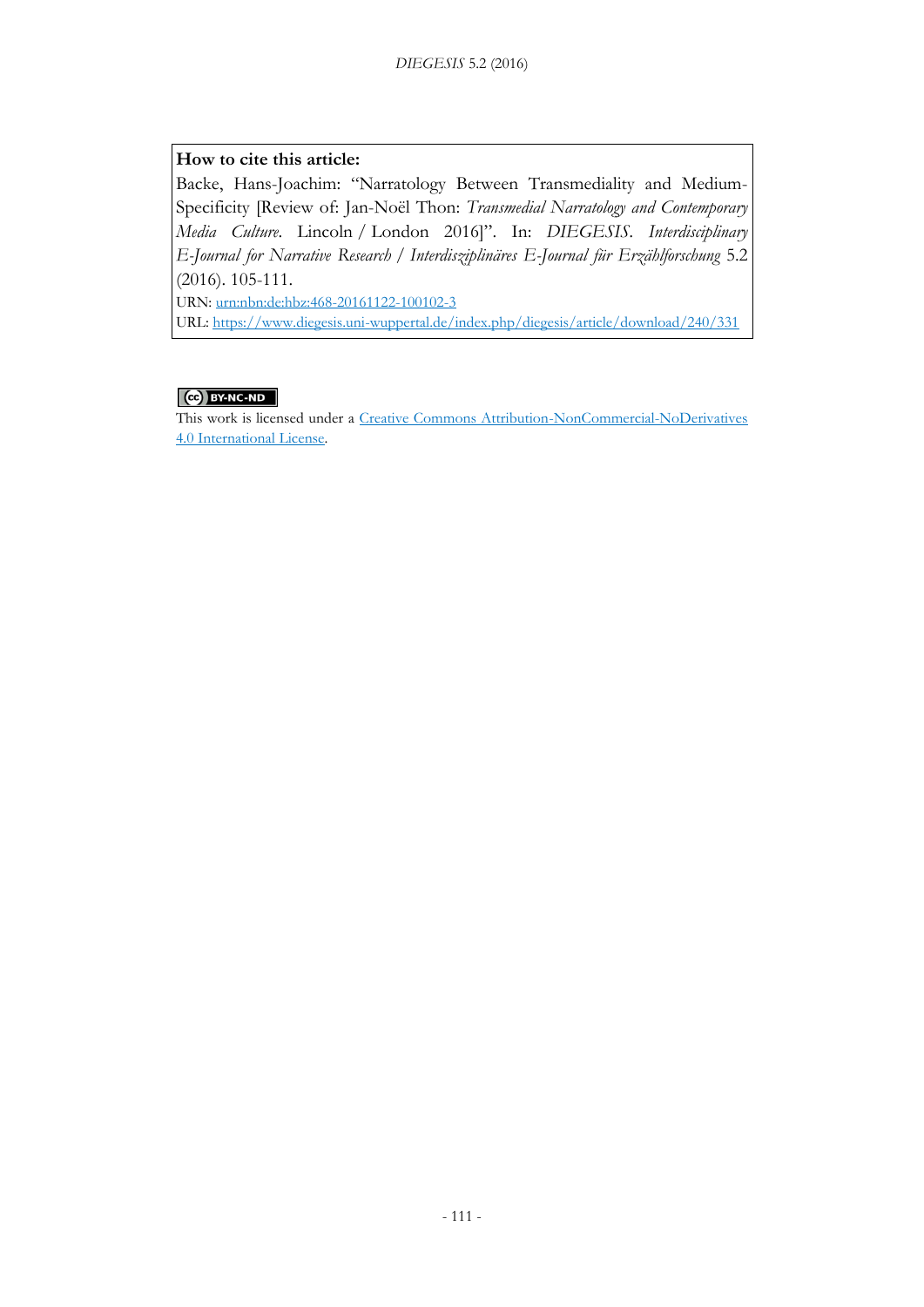**How to cite this article:**

Backe, Hans-Joachim: "Narratology Between Transmediality and Medium-Specificity [Review of: Jan-Noël Thon: *Transmedial Narratology and Contemporary Media Culture*. Lincoln / London 2016]". In: *DIEGESIS. Interdisciplinary E-Journal for Narrative Research / Interdisziplinäres E-Journal für Erzählforschung* 5.2 (2016). 105-111.

URN: [urn:nbn:de:hbz:468-20161122-100102-3](urn:nbn:de:hbz:468-20161122-100102-3)

URL: [https://www.diegesis.uni-wuppertal.de/index.php/diegesis/article/download/240/331](https://www.diegesis.uni-wuppertal.de/index.php/diegesis/article/download/240/331)

(cc) BY-NC-ND

This work is licensed under a [Creative Commons Attribution-NonCommercial-NoDerivatives 4.0 International License](https://creativecommons.org/licenses/by-nc-nd/4.0/).